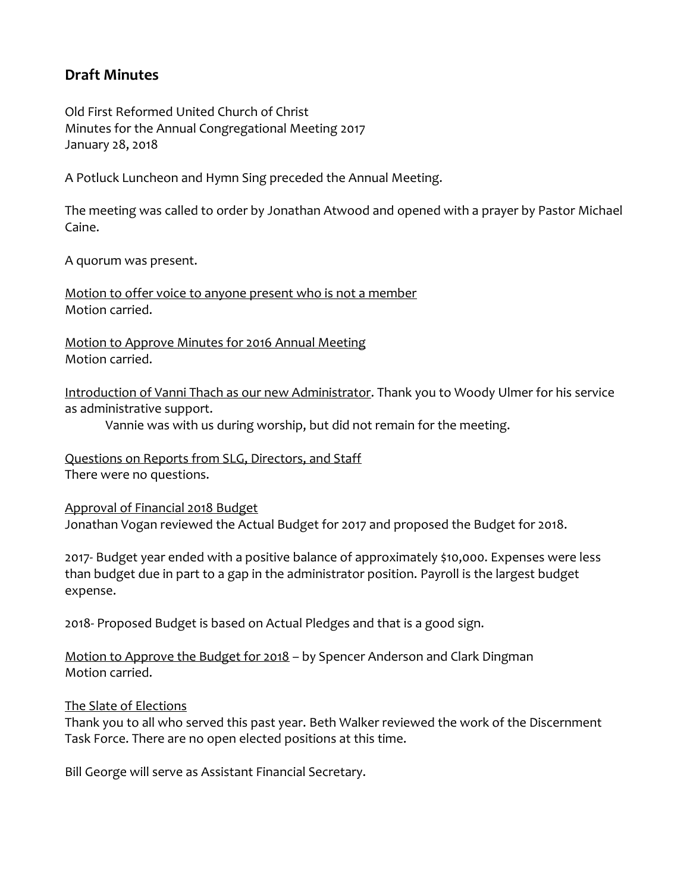## Draft Minutes

Old First Reformed United Church of Christ
Minutes for the Annual Congregational Meeting 2017
January 28, 2018

A Potluck Luncheon and Hymn Sing preceded the Annual Meeting.

The meeting was called to order by Jonathan Atwood and opened with a prayer by Pastor Michael Caine.

A quorum was present.

<u>Motion to offer voice to anyone present who is not a member</u>
Motion carried.

<u>Motion to Approve Minutes for 2016 Annual Meeting</u>
Motion carried.

<u>Introduction of Vanni Thach as our new Administrator</u>. Thank you to Woody Ulmer for his service as administrative support.

> Vannie was with us during worship, but did not remain for the meeting.

<u>Questions on Reports from SLG, Directors, and Staff</u>
There were no questions.

<u>Approval of Financial 2018 Budget</u>
Jonathan Vogan reviewed the Actual Budget for 2017 and proposed the Budget for 2018.

2017- Budget year ended with a positive balance of approximately $10,000. Expenses were less than budget due in part to a gap in the administrator position. Payroll is the largest budget expense.

2018- Proposed Budget is based on Actual Pledges and that is a good sign.

<u>Motion to Approve the Budget for 2018</u> – by Spencer Anderson and Clark Dingman
Motion carried.

<u>The Slate of Elections</u>
Thank you to all who served this past year. Beth Walker reviewed the work of the Discernment Task Force. There are no open elected positions at this time.

Bill George will serve as Assistant Financial Secretary.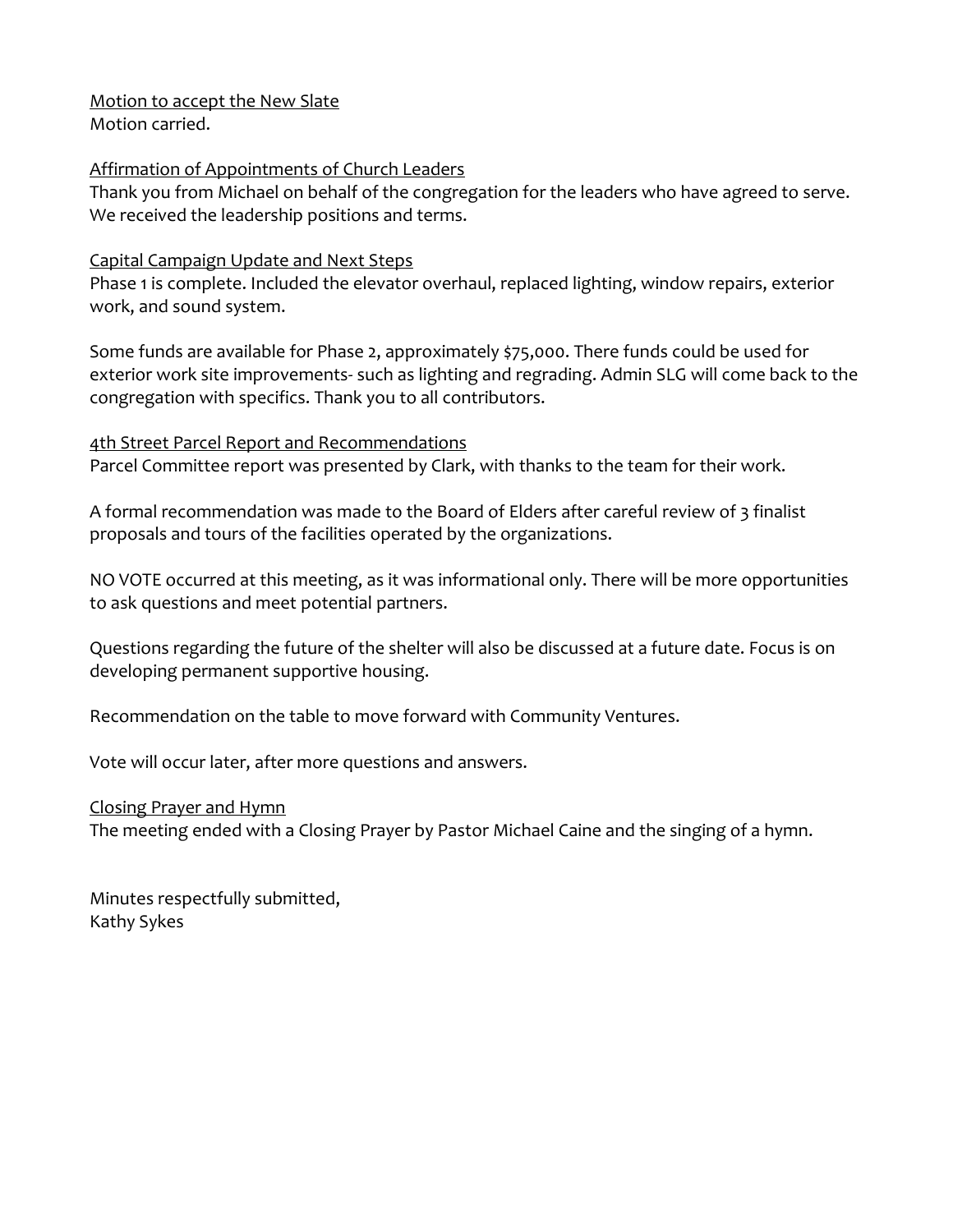<u>Motion to accept the New Slate</u>
Motion carried.

<u>Affirmation of Appointments of Church Leaders</u>
Thank you from Michael on behalf of the congregation for the leaders who have agreed to serve. We received the leadership positions and terms.

<u>Capital Campaign Update and Next Steps</u>
Phase 1 is complete. Included the elevator overhaul, replaced lighting, window repairs, exterior work, and sound system.

Some funds are available for Phase 2, approximately $75,000. There funds could be used for exterior work site improvements- such as lighting and regrading. Admin SLG will come back to the congregation with specifics. Thank you to all contributors.

<u>4th Street Parcel Report and Recommendations</u>
Parcel Committee report was presented by Clark, with thanks to the team for their work.

A formal recommendation was made to the Board of Elders after careful review of 3 finalist proposals and tours of the facilities operated by the organizations.

NO VOTE occurred at this meeting, as it was informational only. There will be more opportunities to ask questions and meet potential partners.

Questions regarding the future of the shelter will also be discussed at a future date. Focus is on developing permanent supportive housing.

Recommendation on the table to move forward with Community Ventures.

Vote will occur later, after more questions and answers.

<u>Closing Prayer and Hymn</u>
The meeting ended with a Closing Prayer by Pastor Michael Caine and the singing of a hymn.

Minutes respectfully submitted,
Kathy Sykes